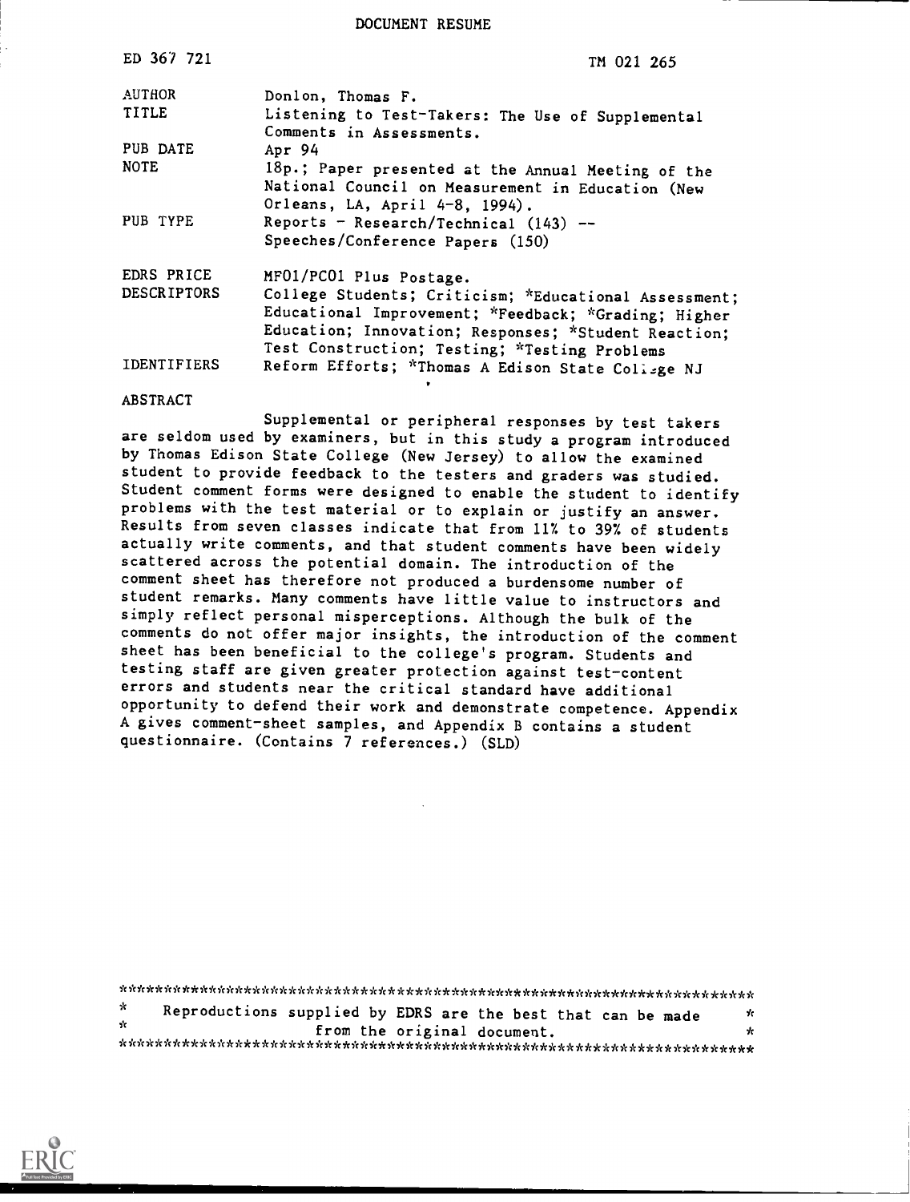DOCUMENT RESUME

| | |
|---|---|
| ED 367 721 | TM 021 265 |
| AUTHOR | Donlon, Thomas F. |
| TITLE | Listening to Test-Takers: The Use of Supplemental Comments in Assessments. |
| PUB DATE | Apr 94 |
| NOTE | 18p.; Paper presented at the Annual Meeting of the National Council on Measurement in Education (New Orleans, LA, April 4-8, 1994). |
| PUB TYPE | Reports - Research/Technical (143) -- Speeches/Conference Papers (150) |
| EDRS PRICE | MF01/PC01 Plus Postage. |
| DESCRIPTORS | College Students; Criticism; *Educational Assessment; Educational Improvement; *Feedback; *Grading; Higher Education; Innovation; Responses; *Student Reaction; Test Construction; Testing; *Testing Problems |
| IDENTIFIERS | Reform Efforts; *Thomas A Edison State College NJ |

ABSTRACT

Supplemental or peripheral responses by test takers are seldom used by examiners, but in this study a program introduced by Thomas Edison State College (New Jersey) to allow the examined student to provide feedback to the testers and graders was studied. Student comment forms were designed to enable the student to identify problems with the test material or to explain or justify an answer. Results from seven classes indicate that from 11% to 39% of students actually write comments, and that student comments have been widely scattered across the potential domain. The introduction of the comment sheet has therefore not produced a burdensome number of student remarks. Many comments have little value to instructors and simply reflect personal misperceptions. Although the bulk of the comments do not offer major insights, the introduction of the comment sheet has been beneficial to the college's program. Students and testing staff are given greater protection against test-content errors and students near the critical standard have additional opportunity to defend their work and demonstrate competence. Appendix A gives comment-sheet samples, and Appendix B contains a student questionnaire. (Contains 7 references.) (SLD)

***********************************************************************
* Reproductions supplied by EDRS are the best that can be made *
* from the original document. *
***********************************************************************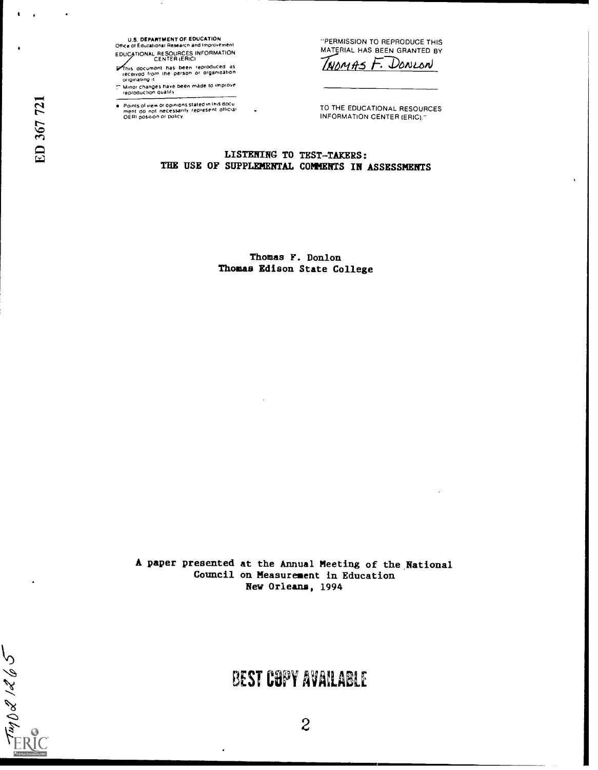U.S. DEPARTMENT OF EDUCATION
Office of Educational Research and Improvement
EDUCATIONAL RESOURCES INFORMATION CENTER (ERIC)

This document has been reproduced as received from the person or organization originating it

Minor changes have been made to improve reproduction quality

Points of view or opinions stated in this document do not necessarily represent official OERI position or policy

"PERMISSION TO REPRODUCE THIS MATERIAL HAS BEEN GRANTED BY

Thomas F. Donlon

TO THE EDUCATIONAL RESOURCES INFORMATION CENTER (ERIC)."

ED 367 721

# LISTENING TO TEST-TAKERS: THE USE OF SUPPLEMENTAL COMMENTS IN ASSESSMENTS

Thomas F. Donlon
Thomas Edison State College

A paper presented at the Annual Meeting of the National Council on Measurement in Education
New Orleans, 1994

BEST COPY AVAILABLE

TM021265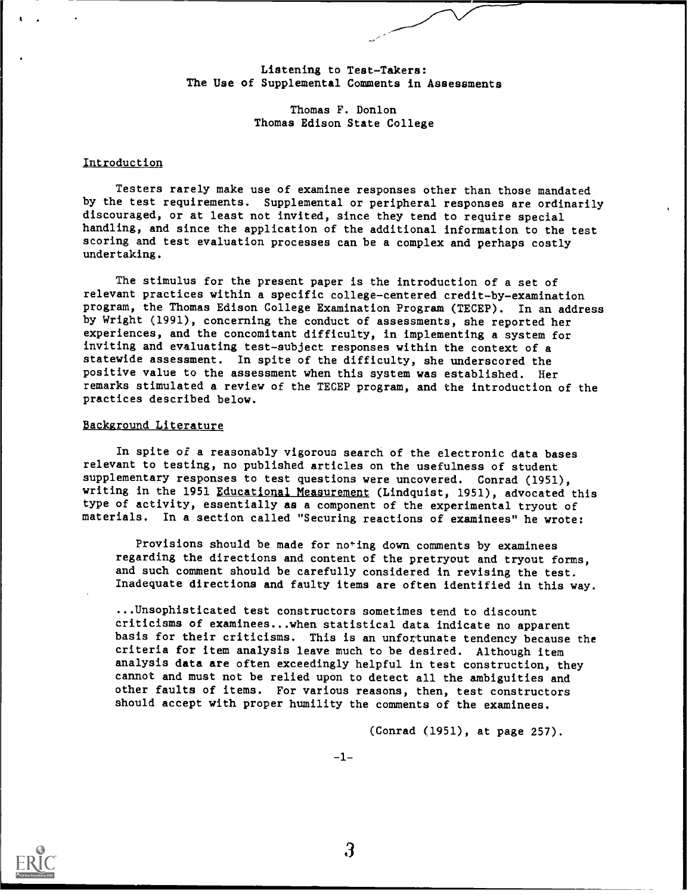# Listening to Test-Takers: The Use of Supplemental Comments in Assessments

Thomas F. Donlon
Thomas Edison State College

## Introduction

Testers rarely make use of examinee responses other than those mandated by the test requirements. Supplemental or peripheral responses are ordinarily discouraged, or at least not invited, since they tend to require special handling, and since the application of the additional information to the test scoring and test evaluation processes can be a complex and perhaps costly undertaking.

The stimulus for the present paper is the introduction of a set of relevant practices within a specific college-centered credit-by-examination program, the Thomas Edison College Examination Program (TECEP). In an address by Wright (1991), concerning the conduct of assessments, she reported her experiences, and the concomitant difficulty, in implementing a system for inviting and evaluating test-subject responses within the context of a statewide assessment. In spite of the difficulty, she underscored the positive value to the assessment when this system was established. Her remarks stimulated a review of the TECEP program, and the introduction of the practices described below.

## Background Literature

In spite of a reasonably vigorous search of the electronic data bases relevant to testing, no published articles on the usefulness of student supplementary responses to test questions were uncovered. Conrad (1951), writing in the 1951 Educational Measurement (Lindquist, 1951), advocated this type of activity, essentially as a component of the experimental tryout of materials. In a section called "Securing reactions of examinees" he wrote:

> Provisions should be made for noting down comments by examinees regarding the directions and content of the pretryout and tryout forms, and such comment should be carefully considered in revising the test. Inadequate directions and faulty items are often identified in this way.
>
> ...Unsophisticated test constructors sometimes tend to discount criticisms of examinees...when statistical data indicate no apparent basis for their criticisms. This is an unfortunate tendency because the criteria for item analysis leave much to be desired. Although item analysis data are often exceedingly helpful in test construction, they cannot and must not be relied upon to detect all the ambiguities and other faults of items. For various reasons, then, test constructors should accept with proper humility the comments of the examinees.

(Conrad (1951), at page 257).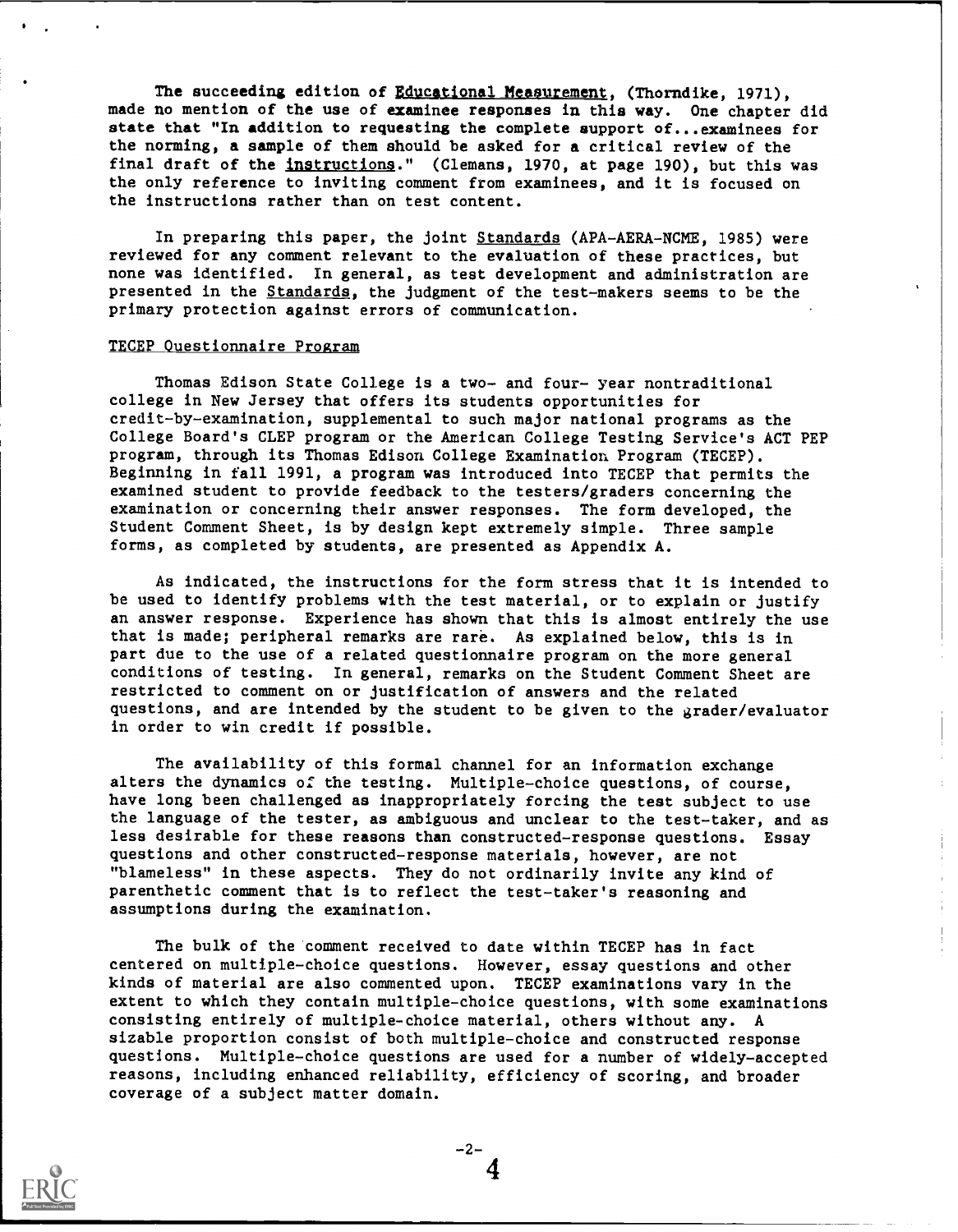The succeeding edition of _Educational Measurement_, (Thorndike, 1971), made no mention of the use of examinee responses in this way. One chapter did state that "In addition to requesting the complete support of...examinees for the norming, a sample of them should be asked for a critical review of the final draft of the _instructions_." (Clemans, 1970, at page 190), but this was the only reference to inviting comment from examinees, and it is focused on the instructions rather than on test content.

In preparing this paper, the joint _Standards_ (APA-AERA-NCME, 1985) were reviewed for any comment relevant to the evaluation of these practices, but none was identified. In general, as test development and administration are presented in the _Standards_, the judgment of the test-makers seems to be the primary protection against errors of communication.

## TECEP Questionnaire Program

Thomas Edison State College is a two- and four- year nontraditional college in New Jersey that offers its students opportunities for credit-by-examination, supplemental to such major national programs as the College Board's CLEP program or the American College Testing Service's ACT PEP program, through its Thomas Edison College Examination Program (TECEP). Beginning in fall 1991, a program was introduced into TECEP that permits the examined student to provide feedback to the testers/graders concerning the examination or concerning their answer responses. The form developed, the Student Comment Sheet, is by design kept extremely simple. Three sample forms, as completed by students, are presented as Appendix A.

As indicated, the instructions for the form stress that it is intended to be used to identify problems with the test material, or to explain or justify an answer response. Experience has shown that this is almost entirely the use that is made; peripheral remarks are rare. As explained below, this is in part due to the use of a related questionnaire program on the more general conditions of testing. In general, remarks on the Student Comment Sheet are restricted to comment on or justification of answers and the related questions, and are intended by the student to be given to the grader/evaluator in order to win credit if possible.

The availability of this formal channel for an information exchange alters the dynamics of the testing. Multiple-choice questions, of course, have long been challenged as inappropriately forcing the test subject to use the language of the tester, as ambiguous and unclear to the test-taker, and as less desirable for these reasons than constructed-response questions. Essay questions and other constructed-response materials, however, are not "blameless" in these aspects. They do not ordinarily invite any kind of parenthetic comment that is to reflect the test-taker's reasoning and assumptions during the examination.

The bulk of the comment received to date within TECEP has in fact centered on multiple-choice questions. However, essay questions and other kinds of material are also commented upon. TECEP examinations vary in the extent to which they contain multiple-choice questions, with some examinations consisting entirely of multiple-choice material, others without any. A sizable proportion consist of both multiple-choice and constructed response questions. Multiple-choice questions are used for a number of widely-accepted reasons, including enhanced reliability, efficiency of scoring, and broader coverage of a subject matter domain.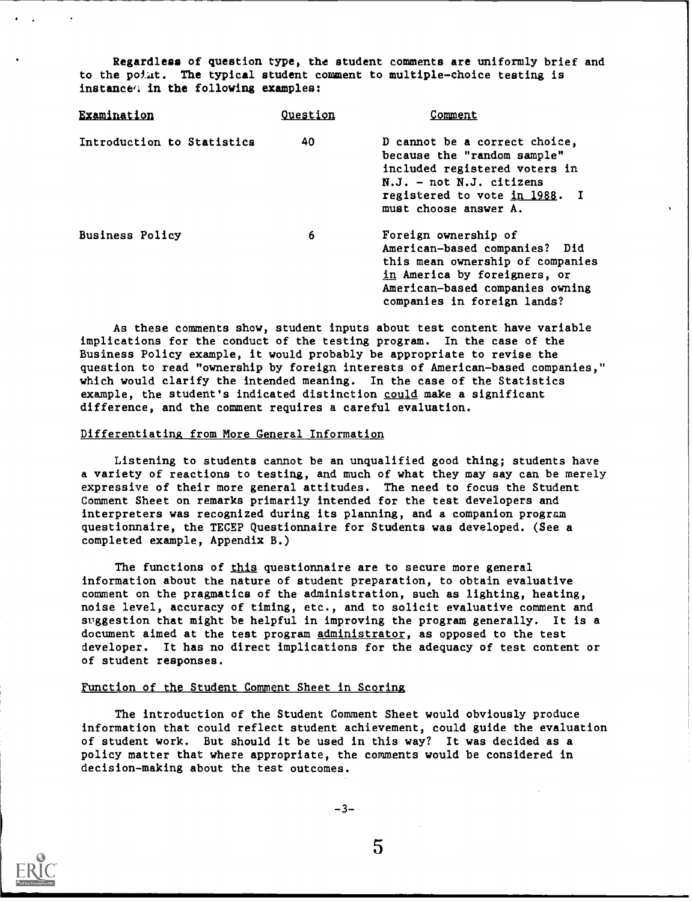Regardless of question type, the student comments are uniformly brief and to the point. The typical student comment to multiple-choice testing is instanced in the following examples:

| Examination | Question | Comment |
|---|---|---|
| Introduction to Statistics | 40 | D cannot be a correct choice, because the "random sample" included registered voters in N.J. - not N.J. citizens registered to vote <u>in 1988</u>. I must choose answer A. |
| Business Policy | 6 | Foreign ownership of American-based companies? Did this mean ownership of companies <u>in</u> America by foreigners, or American-based companies owning companies in foreign lands? |

As these comments show, student inputs about test content have variable implications for the conduct of the testing program. In the case of the Business Policy example, it would probably be appropriate to revise the question to read "ownership by foreign interests of American-based companies," which would clarify the intended meaning. In the case of the Statistics example, the student's indicated distinction <u>could</u> make a significant difference, and the comment requires a careful evaluation.

<u>Differentiating from More General Information</u>

Listening to students cannot be an unqualified good thing; students have a variety of reactions to testing, and much of what they may say can be merely expressive of their more general attitudes. The need to focus the Student Comment Sheet on remarks primarily intended for the test developers and interpreters was recognized during its planning, and a companion program questionnaire, the TECEP Questionnaire for Students was developed. (See a completed example, Appendix B.)

The functions of <u>this</u> questionnaire are to secure more general information about the nature of student preparation, to obtain evaluative comment on the pragmatics of the administration, such as lighting, heating, noise level, accuracy of timing, etc., and to solicit evaluative comment and suggestion that might be helpful in improving the program generally. It is a document aimed at the test program <u>administrator</u>, as opposed to the test developer. It has no direct implications for the adequacy of test content or of student responses.

<u>Function of the Student Comment Sheet in Scoring</u>

The introduction of the Student Comment Sheet would obviously produce information that could reflect student achievement, could guide the evaluation of student work. But should it be used in this way? It was decided as a policy matter that where appropriate, the comments would be considered in decision-making about the test outcomes.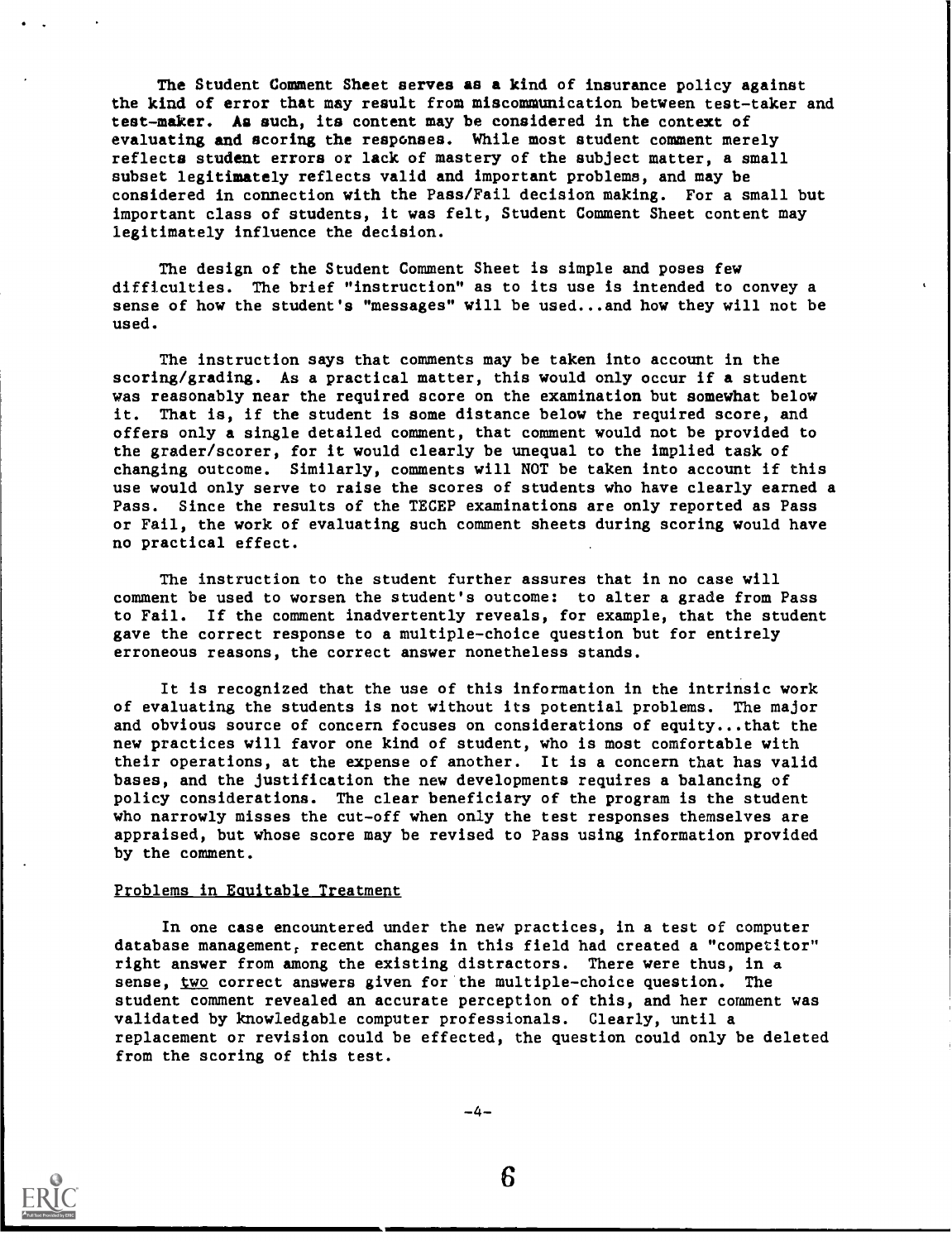The Student Comment Sheet serves as a kind of insurance policy against the kind of error that may result from miscommunication between test-taker and test-maker. As such, its content may be considered in the context of evaluating and scoring the responses. While most student comment merely reflects student errors or lack of mastery of the subject matter, a small subset legitimately reflects valid and important problems, and may be considered in connection with the Pass/Fail decision making. For a small but important class of students, it was felt, Student Comment Sheet content may legitimately influence the decision.

The design of the Student Comment Sheet is simple and poses few difficulties. The brief "instruction" as to its use is intended to convey a sense of how the student's "messages" will be used...and how they will not be used.

The instruction says that comments may be taken into account in the scoring/grading. As a practical matter, this would only occur if a student was reasonably near the required score on the examination but somewhat below it. That is, if the student is some distance below the required score, and offers only a single detailed comment, that comment would not be provided to the grader/scorer, for it would clearly be unequal to the implied task of changing outcome. Similarly, comments will NOT be taken into account if this use would only serve to raise the scores of students who have clearly earned a Pass. Since the results of the TECEP examinations are only reported as Pass or Fail, the work of evaluating such comment sheets during scoring would have no practical effect.

The instruction to the student further assures that in no case will comment be used to worsen the student's outcome: to alter a grade from Pass to Fail. If the comment inadvertently reveals, for example, that the student gave the correct response to a multiple-choice question but for entirely erroneous reasons, the correct answer nonetheless stands.

It is recognized that the use of this information in the intrinsic work of evaluating the students is not without its potential problems. The major and obvious source of concern focuses on considerations of equity...that the new practices will favor one kind of student, who is most comfortable with their operations, at the expense of another. It is a concern that has valid bases, and the justification the new developments requires a balancing of policy considerations. The clear beneficiary of the program is the student who narrowly misses the cut-off when only the test responses themselves are appraised, but whose score may be revised to Pass using information provided by the comment.

## Problems in Equitable Treatment

In one case encountered under the new practices, in a test of computer database management, recent changes in this field had created a "competitor" right answer from among the existing distractors. There were thus, in a sense, two correct answers given for the multiple-choice question. The student comment revealed an accurate perception of this, and her comment was validated by knowledgable computer professionals. Clearly, until a replacement or revision could be effected, the question could only be deleted from the scoring of this test.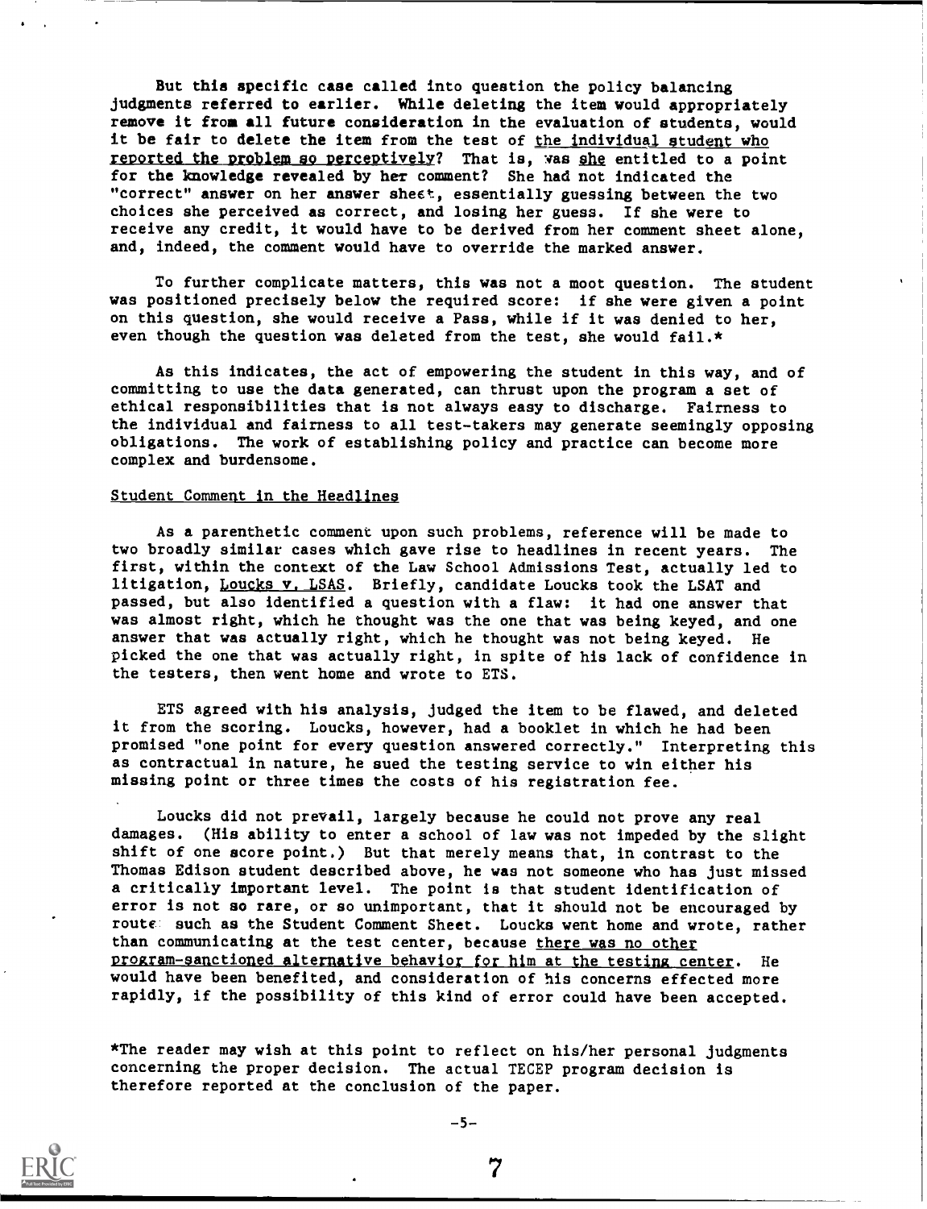But this specific case called into question the policy balancing judgments referred to earlier. While deleting the item would appropriately remove it from all future consideration in the evaluation of students, would it be fair to delete the item from the test of _the individual student who reported the problem so perceptively_? That is, was _she_ entitled to a point for the knowledge revealed by her comment? She had not indicated the "correct" answer on her answer sheet, essentially guessing between the two choices she perceived as correct, and losing her guess. If she were to receive any credit, it would have to be derived from her comment sheet alone, and, indeed, the comment would have to override the marked answer.

To further complicate matters, this was not a moot question. The student was positioned precisely below the required score: if she were given a point on this question, she would receive a Pass, while if it was denied to her, even though the question was deleted from the test, she would fail.*

As this indicates, the act of empowering the student in this way, and of committing to use the data generated, can thrust upon the program a set of ethical responsibilities that is not always easy to discharge. Fairness to the individual and fairness to all test-takers may generate seemingly opposing obligations. The work of establishing policy and practice can become more complex and burdensome.

## Student Comment in the Headlines

As a parenthetic comment upon such problems, reference will be made to two broadly similar cases which gave rise to headlines in recent years. The first, within the context of the Law School Admissions Test, actually led to litigation, _Loucks v. LSAS_. Briefly, candidate Loucks took the LSAT and passed, but also identified a question with a flaw: it had one answer that was almost right, which he thought was the one that was being keyed, and one answer that was actually right, which he thought was not being keyed. He picked the one that was actually right, in spite of his lack of confidence in the testers, then went home and wrote to ETS.

ETS agreed with his analysis, judged the item to be flawed, and deleted it from the scoring. Loucks, however, had a booklet in which he had been promised "one point for every question answered correctly." Interpreting this as contractual in nature, he sued the testing service to win either his missing point or three times the costs of his registration fee.

Loucks did not prevail, largely because he could not prove any real damages. (His ability to enter a school of law was not impeded by the slight shift of one score point.) But that merely means that, in contrast to the Thomas Edison student described above, he was not someone who has just missed a critically important level. The point is that student identification of error is not so rare, or so unimportant, that it should not be encouraged by route such as the Student Comment Sheet. Loucks went home and wrote, rather than communicating at the test center, because _there was no other program-sanctioned alternative behavior for him at the testing center_. He would have been benefited, and consideration of his concerns effected more rapidly, if the possibility of this kind of error could have been accepted.

*The reader may wish at this point to reflect on his/her personal judgments concerning the proper decision. The actual TECEP program decision is therefore reported at the conclusion of the paper.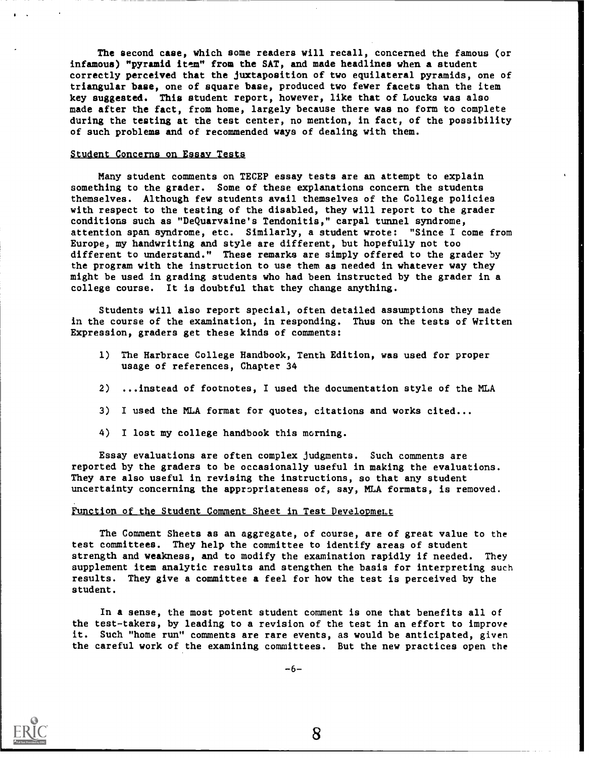The second case, which some readers will recall, concerned the famous (or infamous) "pyramid item" from the SAT, and made headlines when a student correctly perceived that the juxtaposition of two equilateral pyramids, one of triangular base, one of square base, produced two fewer facets than the item key suggested. This student report, however, like that of Loucks was also made after the fact, from home, largely because there was no form to complete during the testing at the test center, no mention, in fact, of the possibility of such problems and of recommended ways of dealing with them.

## Student Concerns on Essay Tests

Many student comments on TECEP essay tests are an attempt to explain something to the grader. Some of these explanations concern the students themselves. Although few students avail themselves of the College policies with respect to the testing of the disabled, they will report to the grader conditions such as "DeQuarvaine's Tendonitis," carpal tunnel syndrome, attention span syndrome, etc. Similarly, a student wrote: "Since I come from Europe, my handwriting and style are different, but hopefully not too different to understand." These remarks are simply offered to the grader by the program with the instruction to use them as needed in whatever way they might be used in grading students who had been instructed by the grader in a college course. It is doubtful that they change anything.

Students will also report special, often detailed assumptions they made in the course of the examination, in responding. Thus on the tests of Written Expression, graders get these kinds of comments:

1) The Harbrace College Handbook, Tenth Edition, was used for proper usage of references, Chapter 34

2) ...instead of footnotes, I used the documentation style of the MLA

3) I used the MLA format for quotes, citations and works cited...

4) I lost my college handbook this morning.

Essay evaluations are often complex judgments. Such comments are reported by the graders to be occasionally useful in making the evaluations. They are also useful in revising the instructions, so that any student uncertainty concerning the appropriateness of, say, MLA formats, is removed.

## Function of the Student Comment Sheet in Test Development

The Comment Sheets as an aggregate, of course, are of great value to the test committees. They help the committee to identify areas of student strength and weakness, and to modify the examination rapidly if needed. They supplement item analytic results and stengthen the basis for interpreting such results. They give a committee a feel for how the test is perceived by the student.

In a sense, the most potent student comment is one that benefits all of the test-takers, by leading to a revision of the test in an effort to improve it. Such "home run" comments are rare events, as would be anticipated, given the careful work of the examining committees. But the new practices open the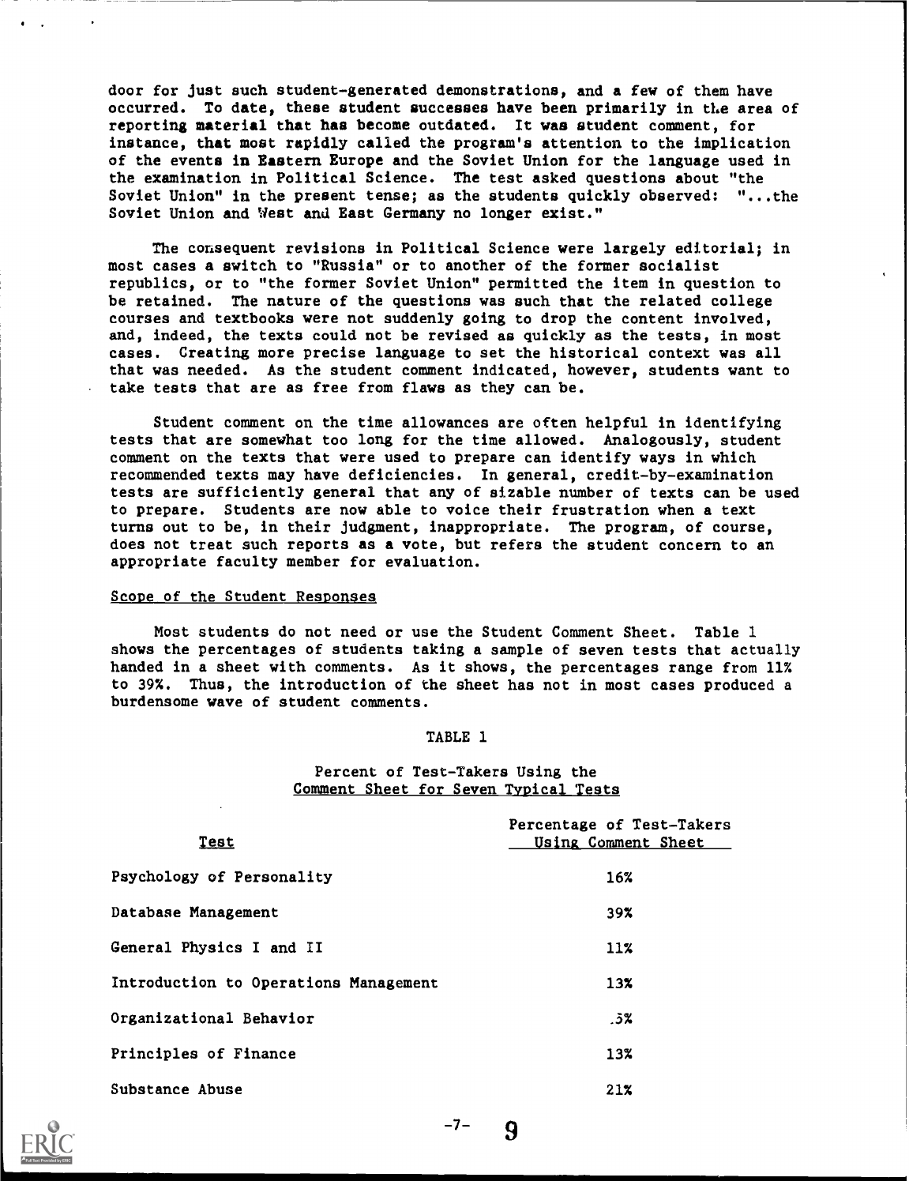door for just such student-generated demonstrations, and a few of them have occurred. To date, these student successes have been primarily in the area of reporting material that has become outdated. It was student comment, for instance, that most rapidly called the program's attention to the implication of the events in Eastern Europe and the Soviet Union for the language used in the examination in Political Science. The test asked questions about "the Soviet Union" in the present tense; as the students quickly observed: "...the Soviet Union and West and East Germany no longer exist."

The consequent revisions in Political Science were largely editorial; in most cases a switch to "Russia" or to another of the former socialist republics, or to "the former Soviet Union" permitted the item in question to be retained. The nature of the questions was such that the related college courses and textbooks were not suddenly going to drop the content involved, and, indeed, the texts could not be revised as quickly as the tests, in most cases. Creating more precise language to set the historical context was all that was needed. As the student comment indicated, however, students want to take tests that are as free from flaws as they can be.

Student comment on the time allowances are often helpful in identifying tests that are somewhat too long for the time allowed. Analogously, student comment on the texts that were used to prepare can identify ways in which recommended texts may have deficiencies. In general, credit-by-examination tests are sufficiently general that any of sizable number of texts can be used to prepare. Students are now able to voice their frustration when a text turns out to be, in their judgment, inappropriate. The program, of course, does not treat such reports as a vote, but refers the student concern to an appropriate faculty member for evaluation.

## Scope of the Student Responses

Most students do not need or use the Student Comment Sheet. Table 1 shows the percentages of students taking a sample of seven tests that actually handed in a sheet with comments. As it shows, the percentages range from 11% to 39%. Thus, the introduction of the sheet has not in most cases produced a burdensome wave of student comments.

TABLE 1

Percent of Test-Takers Using the Comment Sheet for Seven Typical Tests

| Test | Percentage of Test-Takers Using Comment Sheet |
|---|---|
| Psychology of Personality | 16% |
| Database Management | 39% |
| General Physics I and II | 11% |
| Introduction to Operations Management | 13% |
| Organizational Behavior | .5% |
| Principles of Finance | 13% |
| Substance Abuse | 21% |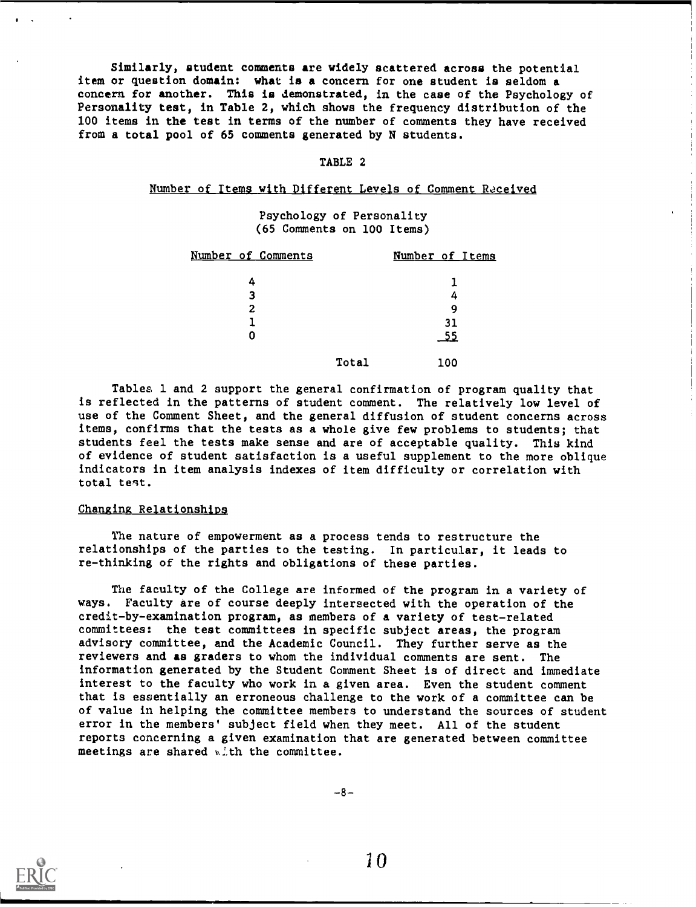Similarly, student comments are widely scattered across the potential item or question domain: what is a concern for one student is seldom a concern for another. This is demonstrated, in the case of the Psychology of Personality test, in Table 2, which shows the frequency distribution of the 100 items in the test in terms of the number of comments they have received from a total pool of 65 comments generated by N students.

TABLE 2

Number of Items with Different Levels of Comment Received

Psychology of Personality
(65 Comments on 100 Items)

| Number of Comments | Number of Items |
|---|---|
| 4 | 1 |
| 3 | 4 |
| 2 | 9 |
| 1 | 31 |
| 0 | 55 |
| Total | 100 |

Tables 1 and 2 support the general confirmation of program quality that is reflected in the patterns of student comment. The relatively low level of use of the Comment Sheet, and the general diffusion of student concerns across items, confirms that the tests as a whole give few problems to students; that students feel the tests make sense and are of acceptable quality. This kind of evidence of student satisfaction is a useful supplement to the more oblique indicators in item analysis indexes of item difficulty or correlation with total test.

## Changing Relationships

The nature of empowerment as a process tends to restructure the relationships of the parties to the testing. In particular, it leads to re-thinking of the rights and obligations of these parties.

The faculty of the College are informed of the program in a variety of ways. Faculty are of course deeply intersected with the operation of the credit-by-examination program, as members of a variety of test-related committees: the test committees in specific subject areas, the program advisory committee, and the Academic Council. They further serve as the reviewers and as graders to whom the individual comments are sent. The information generated by the Student Comment Sheet is of direct and immediate interest to the faculty who work in a given area. Even the student comment that is essentially an erroneous challenge to the work of a committee can be of value in helping the committee members to understand the sources of student error in the members' subject field when they meet. All of the student reports concerning a given examination that are generated between committee meetings are shared with the committee.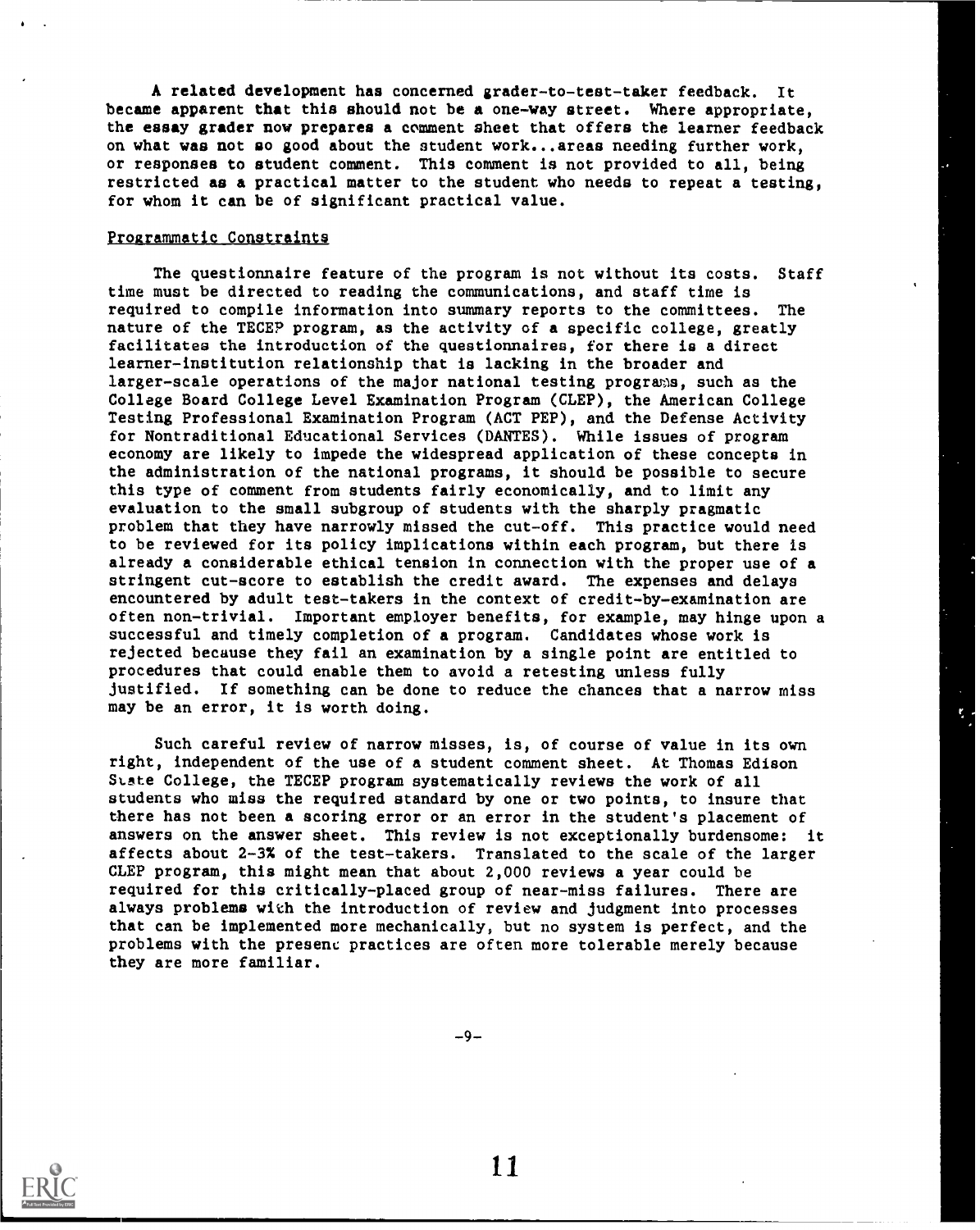A related development has concerned grader-to-test-taker feedback. It became apparent that this should not be a one-way street. Where appropriate, the essay grader now prepares a comment sheet that offers the learner feedback on what was not so good about the student work...areas needing further work, or responses to student comment. This comment is not provided to all, being restricted as a practical matter to the student who needs to repeat a testing, for whom it can be of significant practical value.

## Programmatic Constraints

The questionnaire feature of the program is not without its costs. Staff time must be directed to reading the communications, and staff time is required to compile information into summary reports to the committees. The nature of the TECEP program, as the activity of a specific college, greatly facilitates the introduction of the questionnaires, for there is a direct learner-institution relationship that is lacking in the broader and larger-scale operations of the major national testing programs, such as the College Board College Level Examination Program (CLEP), the American College Testing Professional Examination Program (ACT PEP), and the Defense Activity for Nontraditional Educational Services (DANTES). While issues of program economy are likely to impede the widespread application of these concepts in the administration of the national programs, it should be possible to secure this type of comment from students fairly economically, and to limit any evaluation to the small subgroup of students with the sharply pragmatic problem that they have narrowly missed the cut-off. This practice would need to be reviewed for its policy implications within each program, but there is already a considerable ethical tension in connection with the proper use of a stringent cut-score to establish the credit award. The expenses and delays encountered by adult test-takers in the context of credit-by-examination are often non-trivial. Important employer benefits, for example, may hinge upon a successful and timely completion of a program. Candidates whose work is rejected because they fail an examination by a single point are entitled to procedures that could enable them to avoid a retesting unless fully justified. If something can be done to reduce the chances that a narrow miss may be an error, it is worth doing.

Such careful review of narrow misses, is, of course of value in its own right, independent of the use of a student comment sheet. At Thomas Edison State College, the TECEP program systematically reviews the work of all students who miss the required standard by one or two points, to insure that there has not been a scoring error or an error in the student's placement of answers on the answer sheet. This review is not exceptionally burdensome: it affects about 2-3% of the test-takers. Translated to the scale of the larger CLEP program, this might mean that about 2,000 reviews a year could be required for this critically-placed group of near-miss failures. There are always problems with the introduction of review and judgment into processes that can be implemented more mechanically, but no system is perfect, and the problems with the present practices are often more tolerable merely because they are more familiar.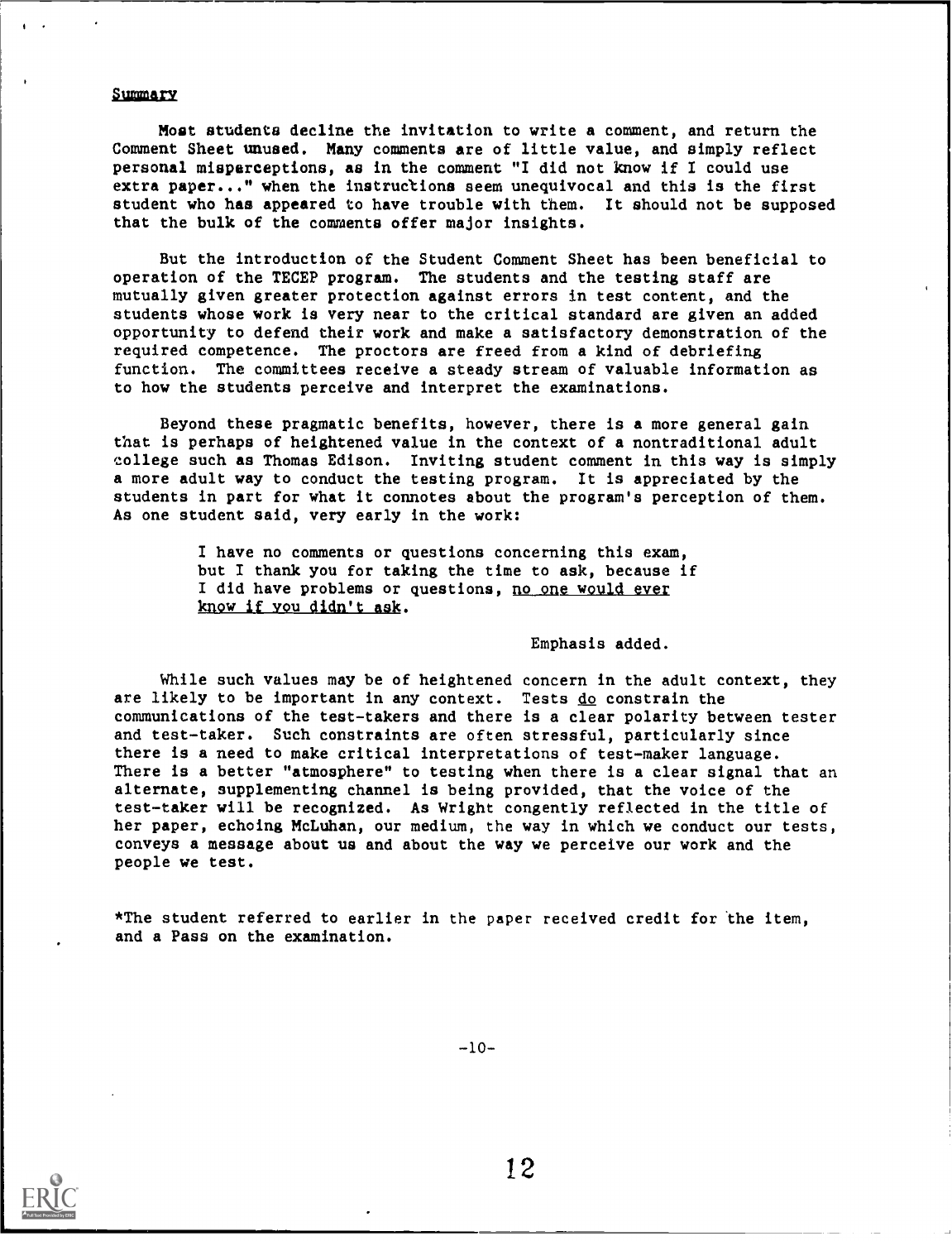## Summary

Most students decline the invitation to write a comment, and return the Comment Sheet unused. Many comments are of little value, and simply reflect personal misperceptions, as in the comment "I did not know if I could use extra paper..." when the instructions seem unequivocal and this is the first student who has appeared to have trouble with them. It should not be supposed that the bulk of the comments offer major insights.

But the introduction of the Student Comment Sheet has been beneficial to operation of the TECEP program. The students and the testing staff are mutually given greater protection against errors in test content, and the students whose work is very near to the critical standard are given an added opportunity to defend their work and make a satisfactory demonstration of the required competence. The proctors are freed from a kind of debriefing function. The committees receive a steady stream of valuable information as to how the students perceive and interpret the examinations.

Beyond these pragmatic benefits, however, there is a more general gain that is perhaps of heightened value in the context of a nontraditional adult college such as Thomas Edison. Inviting student comment in this way is simply a more adult way to conduct the testing program. It is appreciated by the students in part for what it connotes about the program's perception of them. As one student said, very early in the work:

> I have no comments or questions concerning this exam, but I thank you for taking the time to ask, because if I did have problems or questions, <u>no one would ever know if you didn't ask</u>.
>
> Emphasis added.

While such values may be of heightened concern in the adult context, they are likely to be important in any context. Tests <u>do</u> constrain the communications of the test-takers and there is a clear polarity between tester and test-taker. Such constraints are often stressful, particularly since there is a need to make critical interpretations of test-maker language. There is a better "atmosphere" to testing when there is a clear signal that an alternate, supplementing channel is being provided, that the voice of the test-taker will be recognized. As Wright congently reflected in the title of her paper, echoing McLuhan, our medium, the way in which we conduct our tests, conveys a message about us and about the way we perceive our work and the people we test.

*The student referred to earlier in the paper received credit for the item, and a Pass on the examination.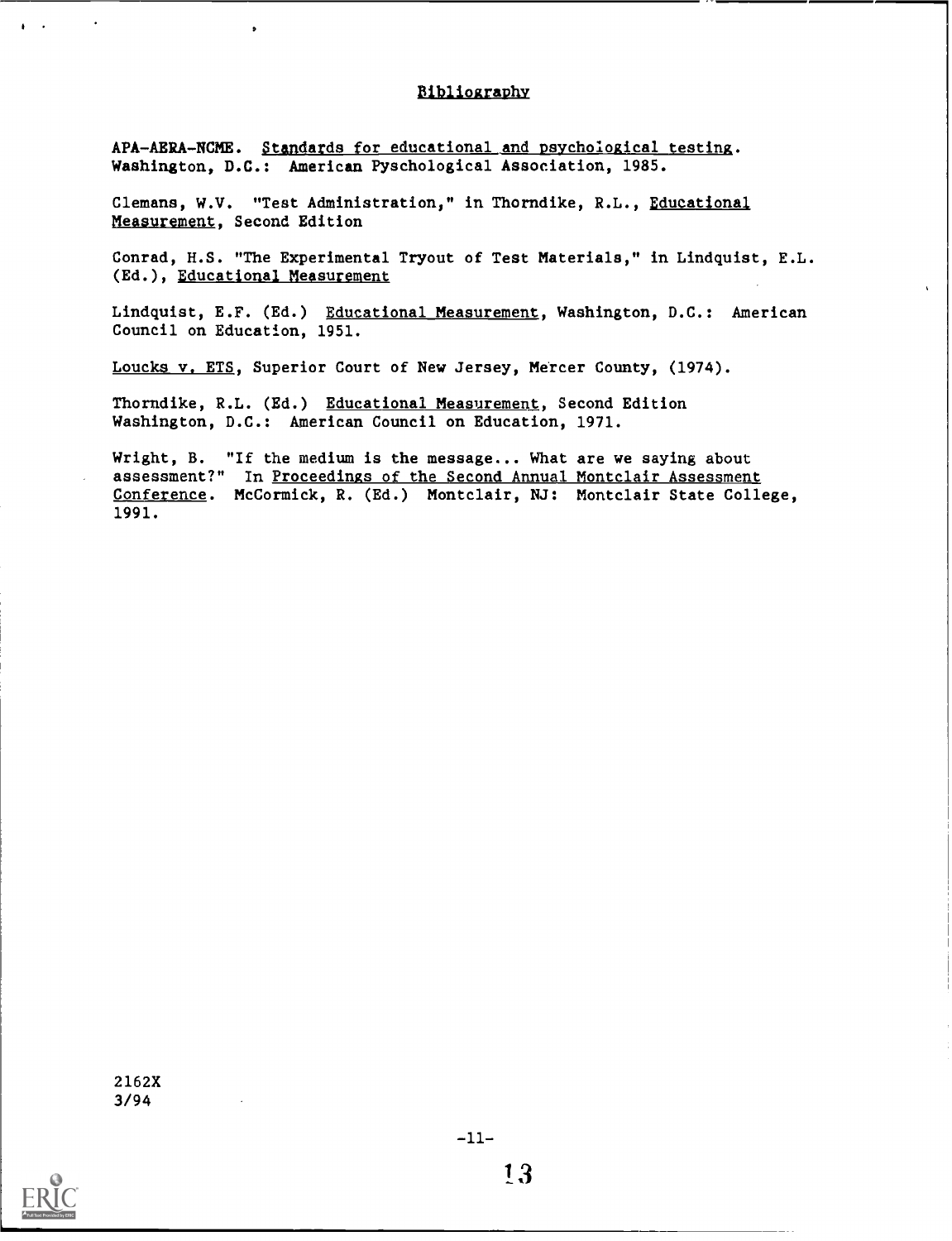## Bibliography

APA-AERA-NCME. Standards for educational and psychological testing. Washington, D.C.: American Pyschological Association, 1985.

Clemans, W.V. "Test Administration," in Thorndike, R.L., Educational Measurement, Second Edition

Conrad, H.S. "The Experimental Tryout of Test Materials," in Lindquist, E.L. (Ed.), Educational Measurement

Lindquist, E.F. (Ed.) Educational Measurement, Washington, D.C.: American Council on Education, 1951.

Loucks v. ETS, Superior Court of New Jersey, Mercer County, (1974).

Thorndike, R.L. (Ed.) Educational Measurement, Second Edition Washington, D.C.: American Council on Education, 1971.

Wright, B. "If the medium is the message... What are we saying about assessment?" In Proceedings of the Second Annual Montclair Assessment Conference. McCormick, R. (Ed.) Montclair, NJ: Montclair State College, 1991.

2162X
3/94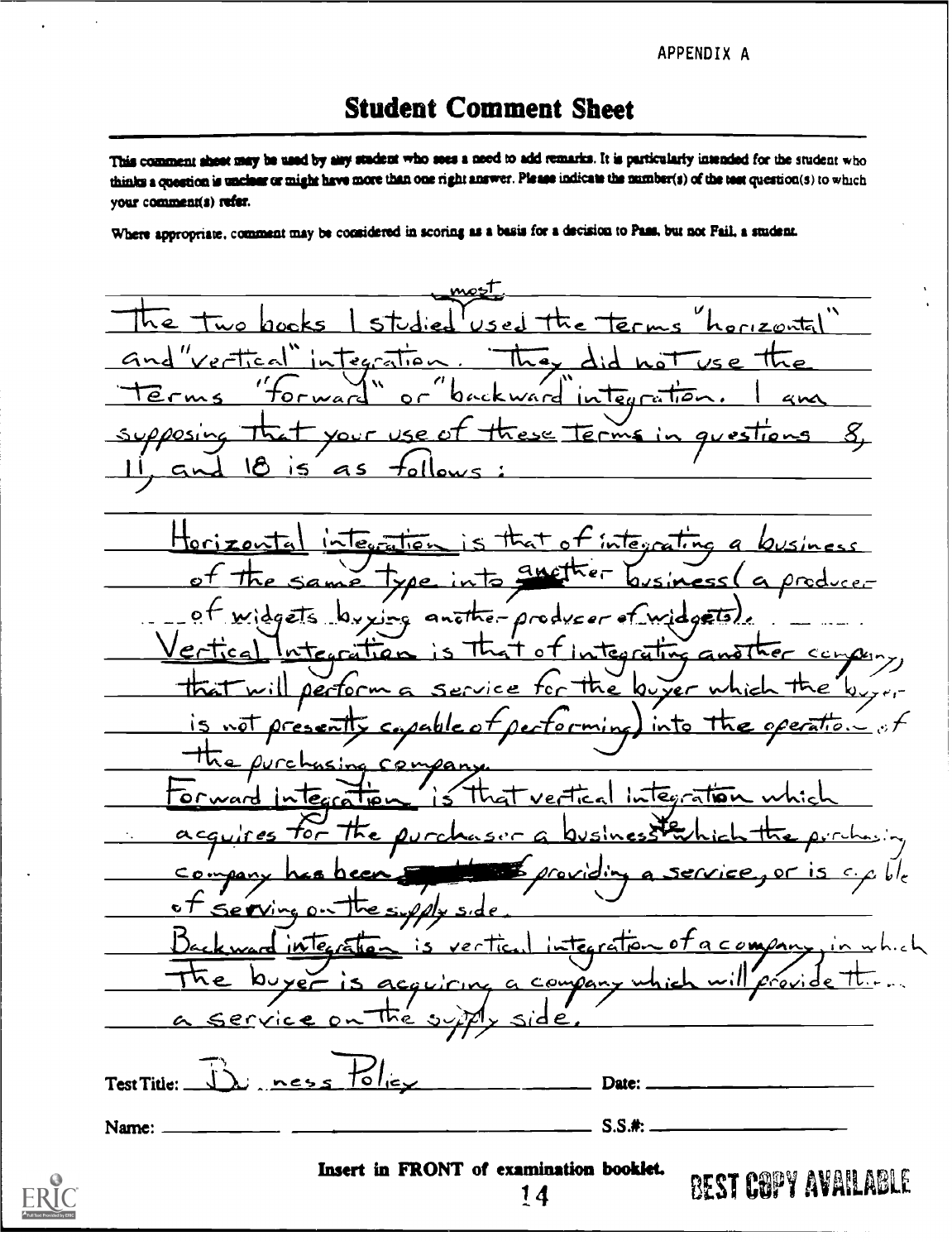APPENDIX A

# Student Comment Sheet

This comment sheet may be used by any student who sees a need to add remarks. It is particularly intended for the student who thinks a question is unclear or might have more than one right answer. Please indicate the number(s) of the test question(s) to which your comment(s) refer.

Where appropriate, comment may be considered in scoring as a basis for a decision to Pass, but not Fail, a student.

The two books I studied most used the terms "horizontal" and "vertical" integration. They did not use the terms "forward" or "backward" integration. I am supposing that your use of these terms in questions 8, 11, and 18 is as follows:

Horizontal integration is that of integrating a business of the same type into another business (a producer of widgets buying another producer of widgets).

Vertical Integration is that of integrating another company, that will perform a service for the buyer which the buyer is not presently capable of performing) into the operation of the purchasing company.

Forward integration is that vertical integration which acquires for the purchaser a business which the purchasing company has been providing a service, or is capable of serving on the supply side.

Backward integration is vertical integration of a company, in which the buyer is acquiring a company which will provide them a service on the supply side.

Test Title: Business Policy    Date: ______

Name: ______    S.S.#: ______

**Insert in FRONT of examination booklet.**

BEST COPY AVAILABLE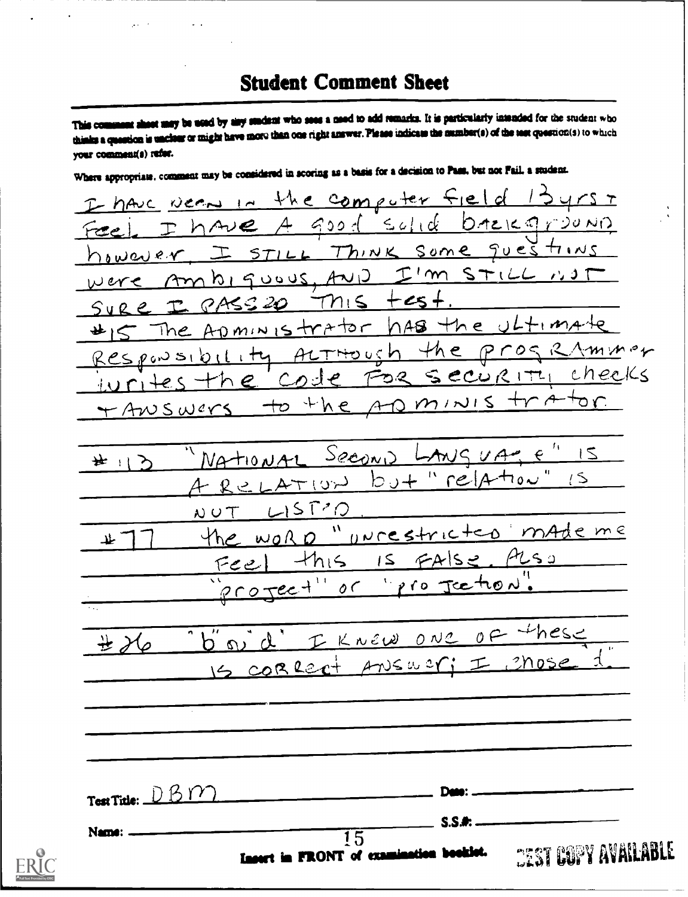# Student Comment Sheet

This comment sheet may be used by any student who sees a need to add remarks. It is particularly intended for the student who thinks a question is unclear or might have more than one right answer. Please indicate the number(s) of the test question(s) to which your comment(s) refer.

Where appropriate, comment may be considered in scoring as a basis for a decision to Pass, but not Fail, a student.

I have been in the computer field 13 yrs I feel I have a good solid background however, I still think some questions were ambiguous, and I'm still not sure I passed this test.

#15 The administrator has the ultimate responsibility although the programmer writes the code for security checks + answers to the administrator.

#13 "National Second Language" is a relation but "relation" is not listed.

#77 the word "unrestricted" made me feel this is false. Also "project" or "projection".

#26 "b" or "d" I knew one of these is correct answer; I chose "d".

Test Title: DBM

Date:

Name:

S.S.#:

Insert in FRONT of examination booklet.

BEST COPY AVAILABLE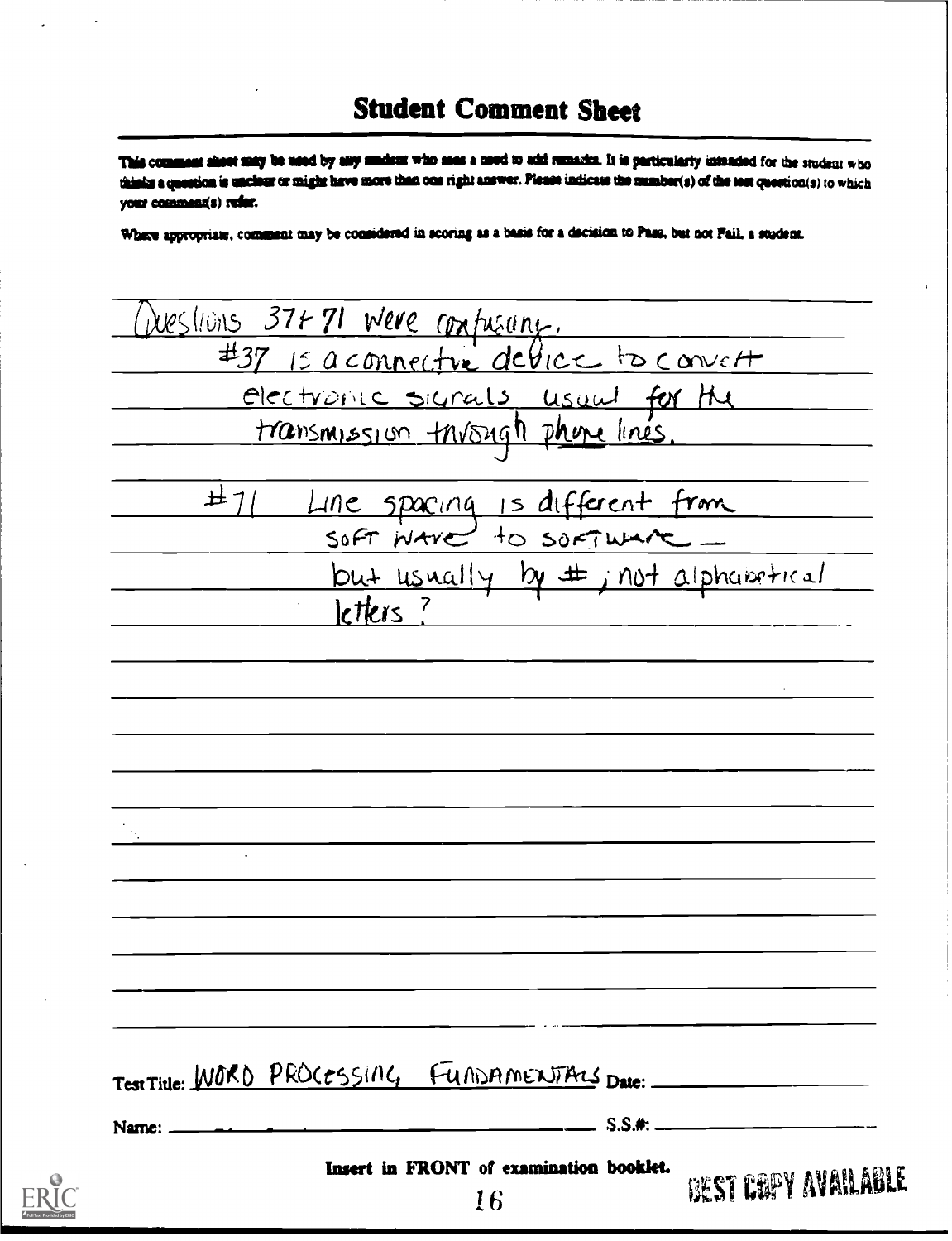## Student Comment Sheet

This comment sheet may be used by any student who sees a need to add remarks. It is particularly intended for the student who thinks a question is unclear or might have more than one right answer. Please indicate the number(s) of the test question(s) to which your comment(s) refer.

Where appropriate, comment may be considered in scoring as a basis for a decision to Pass, but not Fail, a student.

Questions 37 + 71 were confusing.
#37 is a connective device to convert electronic signals usual for the transmission through phone lines.

#71 Line spacing is different from soft ware to software — but usually by #; not alphabetical letters?

Test Title: WORD PROCESSING FUNDAMENTALS Date: ____________

Name: ______________________________ S.S.#: ____________

**Insert in FRONT of examination booklet.**

BEST COPY AVAILABLE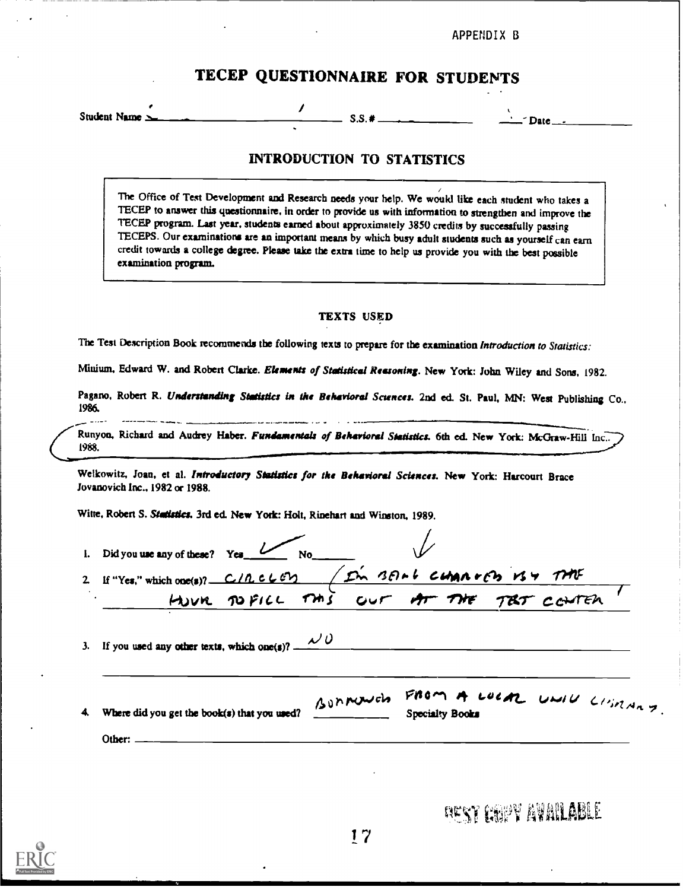APPENDIX B

# TECEP QUESTIONNAIRE FOR STUDENTS

Student Name ______________________ S.S.# ______________ Date ______________

## INTRODUCTION TO STATISTICS

The Office of Test Development and Research needs your help. We would like each student who takes a TECEP to answer this questionnaire, in order to provide us with information to strengthen and improve the TECEP program. Last year, students earned about approximately 3850 credits by successfully passing TECEPS. Our examinations are an important means by which busy adult students such as yourself can earn credit towards a college degree. Please take the extra time to help us provide you with the best possible examination program.

### TEXTS USED

The Test Description Book recommends the following texts to prepare for the examination *Introduction to Statistics:*

Minium, Edward W. and Robert Clarke. ***Elements of Statistical Reasoning***. New York: John Wiley and Sons, 1982.

Pagano, Robert R. ***Understanding Statistics in the Behavioral Sciences***. 2nd ed. St. Paul, MN: West Publishing Co., 1986.

Runyon, Richard and Audrey Haber. ***Fundamentals of Behavioral Statistics***. 6th ed. New York: McGraw-Hill Inc., 1988.

Welkowitz, Joan, et al. ***Introductory Statistics for the Behavioral Sciences***. New York: Harcourt Brace Jovanovich Inc., 1982 or 1988.

Witte, Robert S. ***Statistics***. 3rd ed. New York: Holt, Rinehart and Winston, 1989.

1. Did you use any of these? Yes ✓ No ______

2. If "Yes," which one(s)? CIRCLED (I'M BEING CHARGED BY THE HOUR TO FILL THIS OUT AT THE TEST CENTER)

3. If you used any other texts, which one(s)? NO

4. Where did you get the book(s) that you used? ______ Specialty Books BORROWED FROM A LOCAL UNIV LIBRARY.

   Other: ______________________

BEST COPY AVAILABLE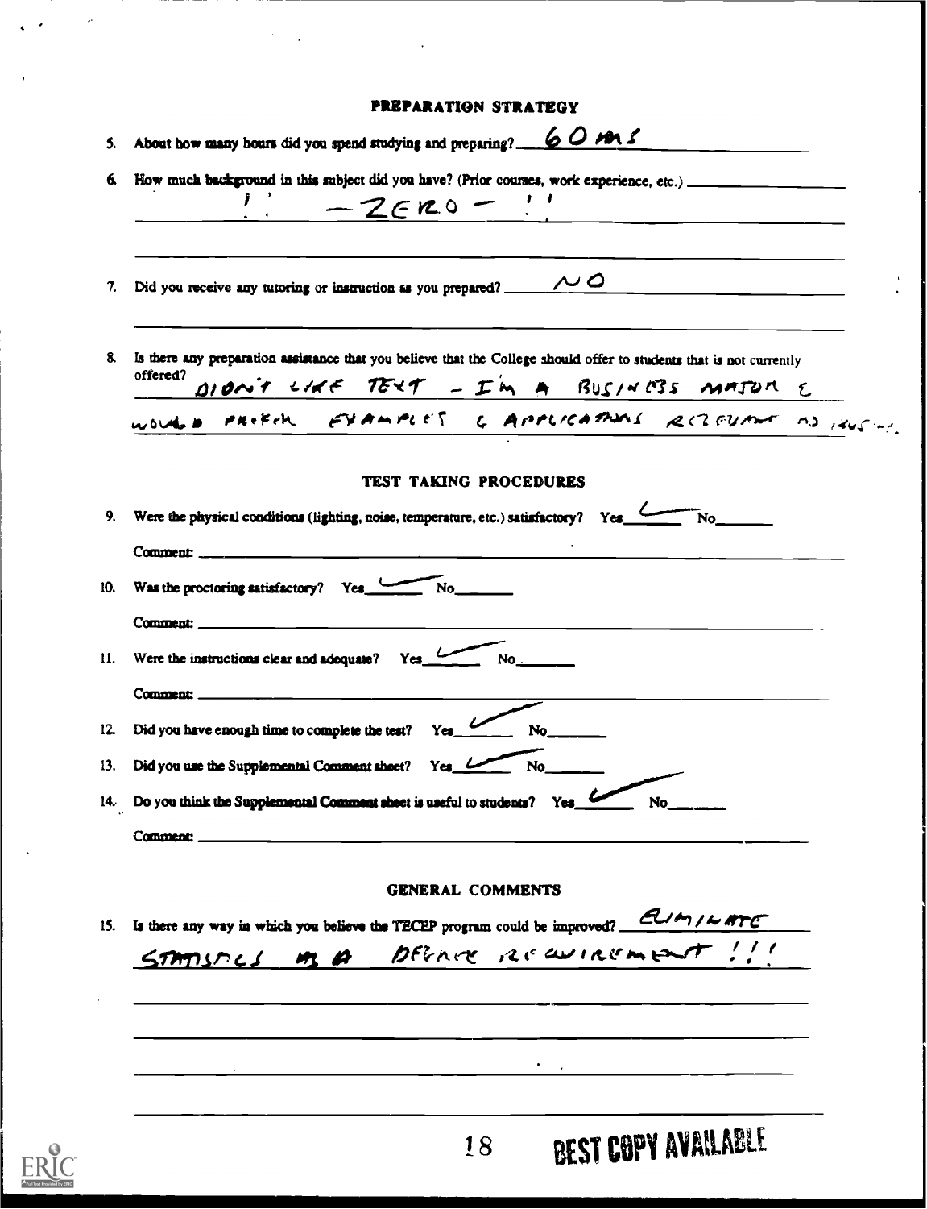## PREPARATION STRATEGY

5. About how many hours did you spend studying and preparing? 60 HRS

6. How much background in this subject did you have? (Prior courses, work experience, etc.)
   !! — ZERO — !!

7. Did you receive any tutoring or instruction as you prepared? NO

8. Is there any preparation assistance that you believe that the College should offer to students that is not currently offered? DIDN'T LIKE TEXT – I'M A BUSINESS MAJOR & WOULD PREFER EXAMPLES & APPLICATIONS RELEVANT TO BUSINESS.

## TEST TAKING PROCEDURES

9. Were the physical conditions (lighting, noise, temperature, etc.) satisfactory? Yes ✓ No____

   Comment:

10. Was the proctoring satisfactory? Yes ✓ No____

    Comment:

11. Were the instructions clear and adequate? Yes ✓ No____

    Comment:

12. Did you have enough time to complete the test? Yes ✓ No____

13. Did you use the Supplemental Comment sheet? Yes ✓ No____

14. Do you think the Supplemental Comment sheet is useful to students? Yes ✓ No____

    Comment:

## GENERAL COMMENTS

15. Is there any way in which you believe the TECEP program could be improved? ELIMINATE STATISTICS AS A DEGREE REQUIREMENT !!!

BEST COPY AVAILABLE